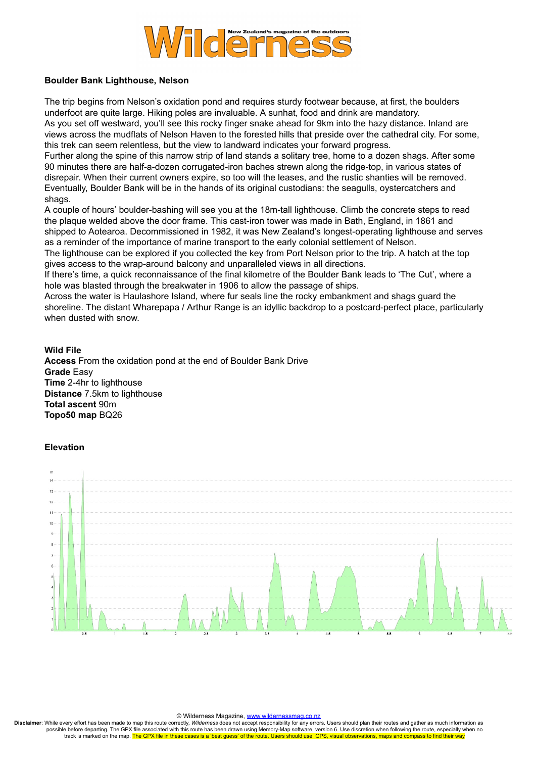# Wilderness

New Zealand's magazine of the outdoors

**Boulder Bank Lighthouse, Nelson**

The trip begins from Nelson's oxidation pond and requires sturdy footwear because, at first, the boulders underfoot are quite large. Hiking poles are invaluable. A sunhat, food and drink are mandatory.
As you set off westward, you'll see this rocky finger snake ahead for 9km into the hazy distance. Inland are views across the mudflats of Nelson Haven to the forested hills that preside over the cathedral city. For some, this trek can seem relentless, but the view to landward indicates your forward progress.
Further along the spine of this narrow strip of land stands a solitary tree, home to a dozen shags. After some 90 minutes there are half-a-dozen corrugated-iron baches strewn along the ridge-top, in various states of disrepair. When their current owners expire, so too will the leases, and the rustic shanties will be removed. Eventually, Boulder Bank will be in the hands of its original custodians: the seagulls, oystercatchers and shags.
A couple of hours' boulder-bashing will see you at the 18m-tall lighthouse. Climb the concrete steps to read the plaque welded above the door frame. This cast-iron tower was made in Bath, England, in 1861 and shipped to Aotearoa. Decommissioned in 1982, it was New Zealand's longest-operating lighthouse and serves as a reminder of the importance of marine transport to the early colonial settlement of Nelson.
The lighthouse can be explored if you collected the key from Port Nelson prior to the trip. A hatch at the top gives access to the wrap-around balcony and unparalleled views in all directions.
If there's time, a quick reconnaissance of the final kilometre of the Boulder Bank leads to 'The Cut', where a hole was blasted through the breakwater in 1906 to allow the passage of ships.
Across the water is Haulashore Island, where fur seals line the rocky embankment and shags guard the shoreline. The distant Wharepapa / Arthur Range is an idyllic backdrop to a postcard-perfect place, particularly when dusted with snow.

**Wild File**
**Access** From the oxidation pond at the end of Boulder Bank Drive
**Grade** Easy
**Time** 2-4hr to lighthouse
**Distance** 7.5km to lighthouse
**Total ascent** 90m
**Topo50 map** BQ26

**Elevation**

© Wilderness Magazine, www.wildernessmag.co.nz
**Disclaimer**: While every effort has been made to map this route correctly, *Wilderness* does not accept responsibility for any errors. Users should plan their routes and gather as much information as possible before departing. The GPX file associated with this route has been drawn using Memory-Map software, version 6. Use discretion when following the route, especially when no track is marked on the map. The GPX file in these cases is a 'best guess' of the route. Users should use GPS, visual observations, maps and compass to find their way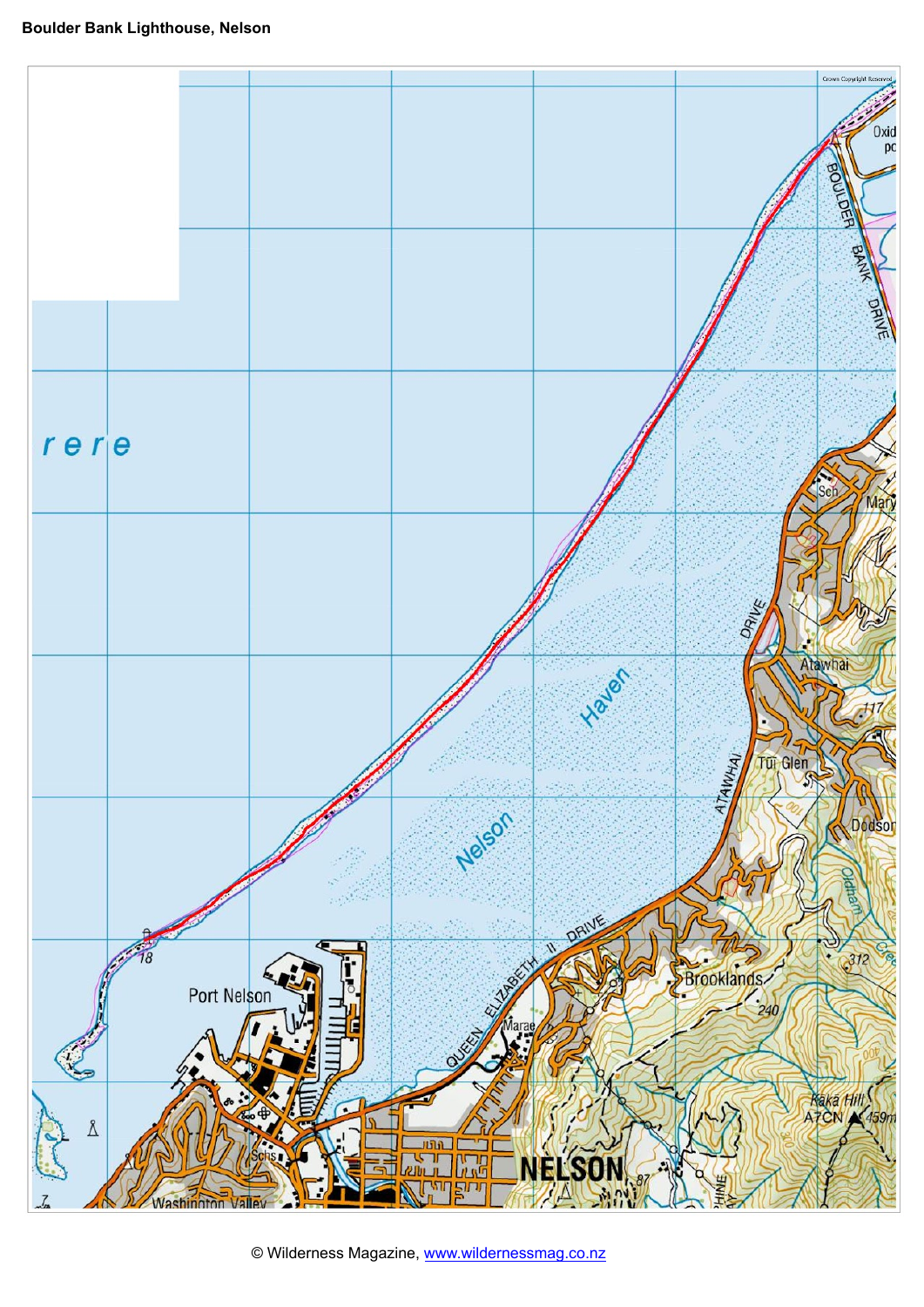**Boulder Bank Lighthouse, Nelson**

Crown Copyright Reserved

Oxid
po
BOULDER BANK DRIVE
r e r e
Sch
Mary
DRIVE
Atawhai
117
Haven
Tui Glen
ATAWHAI
Nelson
Dodson
Oldham
DRIVE
18
312
ELIZABETH II
Port Nelson
Brooklands
QUEEN
240
Marae
Kaka Hill
A7CN
459m
Schs
NELSON
87
Washington Valley

© Wilderness Magazine, [www.wildernessmag.co.nz](http://www.wildernessmag.co.nz)